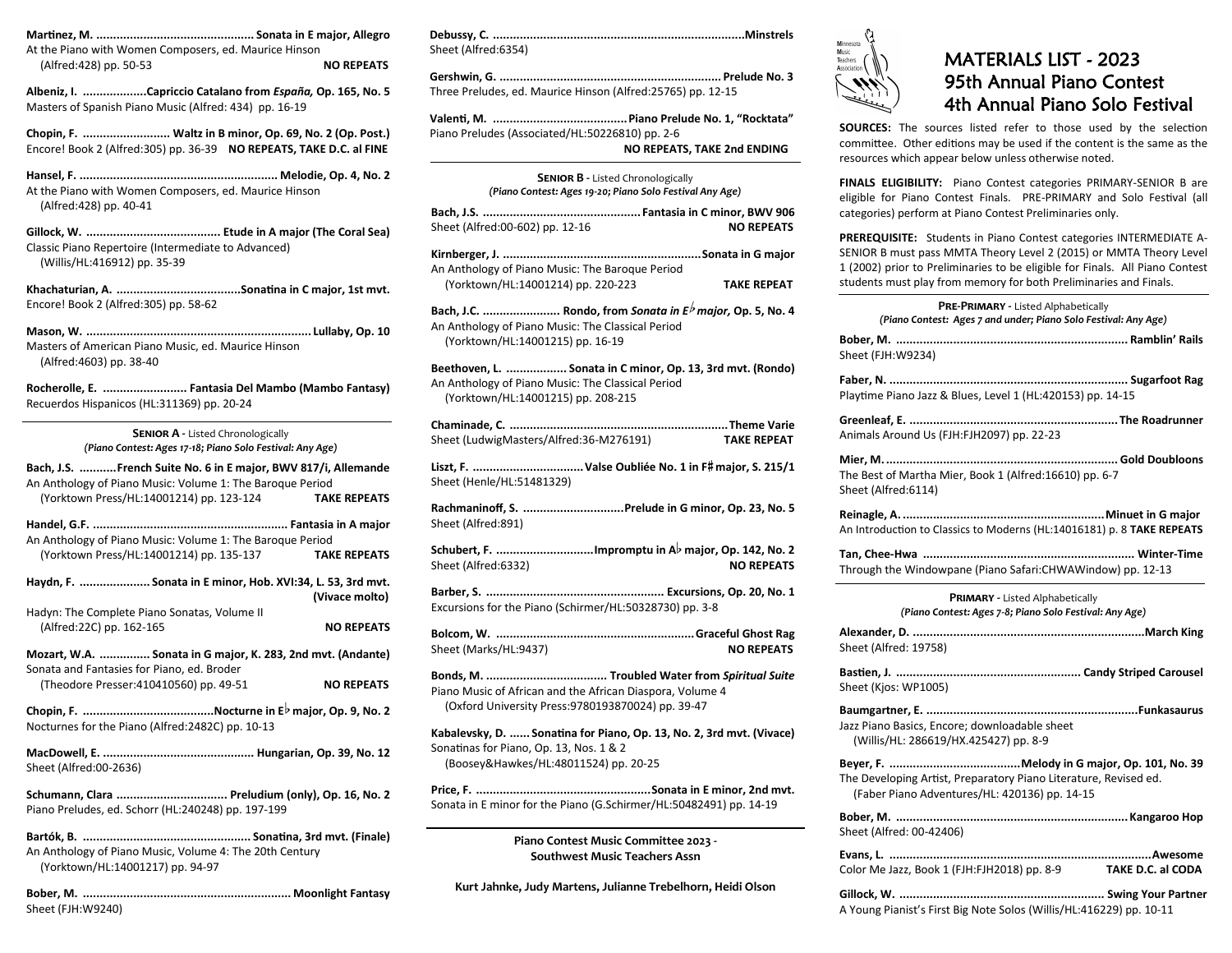**Martinez, M. .............................................. Sonata in E major, Allegro**
At the Piano with Women Composers, ed. Maurice Hinson
(Alfred:428) pp. 50-53 **NO REPEATS**

**Albeniz, I. ...................Capriccio Catalano from *España,* Op. 165, No. 5**
Masters of Spanish Piano Music (Alfred: 434) pp. 16-19

**Chopin, F. .......................... Waltz in B minor, Op. 69, No. 2 (Op. Post.)**
Encore! Book 2 (Alfred:305) pp. 36-39 **NO REPEATS, TAKE D.C. al FINE**

**Hansel, F. .......................................................... Melodie, Op. 4, No. 2**
At the Piano with Women Composers, ed. Maurice Hinson
(Alfred:428) pp. 40-41

**Gillock, W. ....................................... Etude in A major (The Coral Sea)**
Classic Piano Repertoire (Intermediate to Advanced)
(Willis/HL:416912) pp. 35-39

**Khachaturian, A. .....................................Sonatina in C major, 1st mvt.**
Encore! Book 2 (Alfred:305) pp. 58-62

**Mason, W. .................................................................. Lullaby, Op. 10**
Masters of American Piano Music, ed. Maurice Hinson
(Alfred:4603) pp. 38-40

**Rocherolle, E. ......................... Fantasia Del Mambo (Mambo Fantasy)**
Recuerdos Hispanicos (HL:311369) pp. 20-24

**SENIOR A** - Listed Chronologically
*(Piano Contest: Ages 17-18; Piano Solo Festival: Any Age)*

**Bach, J.S. ...........French Suite No. 6 in E major, BWV 817/i, Allemande**
An Anthology of Piano Music: Volume 1: The Baroque Period
(Yorktown Press/HL:14001214) pp. 123-124 **TAKE REPEATS**

**Handel, G.F. ......................................................... Fantasia in A major**
An Anthology of Piano Music: Volume 1: The Baroque Period
(Yorktown Press/HL:14001214) pp. 135-137 **TAKE REPEATS**

**Haydn, F. ..................... Sonata in E minor, Hob. XVI:34, L. 53, 3rd mvt. (Vivace molto)**
Hadyn: The Complete Piano Sonatas, Volume II
(Alfred:22C) pp. 162-165 **NO REPEATS**

**Mozart, W.A. ............... Sonata in G major, K. 283, 2nd mvt. (Andante)**
Sonata and Fantasies for Piano, ed. Broder
(Theodore Presser:410410560) pp. 49-51 **NO REPEATS**

**Chopin, F. .......................................Nocturne in E♭ major, Op. 9, No. 2**
Nocturnes for the Piano (Alfred:2482C) pp. 10-13

**MacDowell, E. ............................................. Hungarian, Op. 39, No. 12**
Sheet (Alfred:00-2636)

**Schumann, Clara ................................ Preludium (only), Op. 16, No. 2**
Piano Preludes, ed. Schorr (HL:240248) pp. 197-199

**Bartók, B. ................................................. Sonatina, 3rd mvt. (Finale)**
An Anthology of Piano Music, Volume 4: The 20th Century
(Yorktown/HL:14001217) pp. 94-97

**Bober, M. ............................................................. Moonlight Fantasy**
Sheet (FJH:W9240)

**Debussy, C. ..........................................................................Minstrels**
Sheet (Alfred:6354)

**Gershwin, G. ................................................................. Prelude No. 3**
Three Preludes, ed. Maurice Hinson (Alfred:25765) pp. 12-15

**Valenti, M. ........................................ Piano Prelude No. 1, "Rocktata"**
Piano Preludes (Associated/HL:50226810) pp. 2-6
**NO REPEATS, TAKE 2nd ENDING**

**SENIOR B** - Listed Chronologically
*(Piano Contest: Ages 19-20; Piano Solo Festival Any Age)*

**Bach, J.S. ............................................... Fantasia in C minor, BWV 906**
Sheet (Alfred:00-602) pp. 12-16 **NO REPEATS**

**Kirnberger, J. ..........................................................Sonata in G major**
An Anthology of Piano Music: The Baroque Period
(Yorktown/HL:14001214) pp. 220-223 **TAKE REPEAT**

**Bach, J.C. ....................... Rondo, from *Sonata in E♭ major,* Op. 5, No. 4**
An Anthology of Piano Music: The Classical Period
(Yorktown/HL:14001215) pp. 16-19

**Beethoven, L. .................. Sonata in C minor, Op. 13, 3rd mvt. (Rondo)**
An Anthology of Piano Music: The Classical Period
(Yorktown/HL:14001215) pp. 208-215

**Chaminade, C. ................................................................Theme Varie**
Sheet (LudwigMasters/Alfred:36-M276191) **TAKE REPEAT**

**Liszt, F. .................................Valse Oubliée No. 1 in F♯ major, S. 215/1**
Sheet (Henle/HL:51481329)

**Rachmaninoff, S. ..............................Prelude in G minor, Op. 23, No. 5**
Sheet (Alfred:891)

**Schubert, F. .............................Impromptu in A♭ major, Op. 142, No. 2**
Sheet (Alfred:6332) **NO REPEATS**

**Barber, S. ..................................................... Excursions, Op. 20, No. 1**
Excursions for the Piano (Schirmer/HL:50328730) pp. 3-8

**Bolcom, W. ...........................................................Graceful Ghost Rag**
Sheet (Marks/HL:9437) **NO REPEATS**

**Bonds, M. .................................... Troubled Water from *Spiritual Suite***
Piano Music of African and the African Diaspora, Volume 4
(Oxford University Press:9780193870024) pp. 39-47

**Kabalevsky, D. ...... Sonatina for Piano, Op. 13, No. 2, 3rd mvt. (Vivace)**
Sonatinas for Piano, Op. 13, Nos. 1 & 2
(Boosey&Hawkes/HL:48011524) pp. 20-25

**Price, F. ...................................................Sonata in E minor, 2nd mvt.**
Sonata in E minor for the Piano (G.Schirmer/HL:50482491) pp. 14-19

**Piano Contest Music Committee 2023 - Southwest Music Teachers Assn**

**Kurt Jahnke, Judy Martens, Julianne Trebelhorn, Heidi Olson**

Minnesota Music Teachers Association

# MATERIALS LIST - 2023
# 95th Annual Piano Contest
# 4th Annual Piano Solo Festival

**SOURCES:** The sources listed refer to those used by the selection committee. Other editions may be used if the content is the same as the resources which appear below unless otherwise noted.

**FINALS ELIGIBILITY:** Piano Contest categories PRIMARY-SENIOR B are eligible for Piano Contest Finals. PRE-PRIMARY and Solo Festival (all categories) perform at Piano Contest Preliminaries only.

**PREREQUISITE:** Students in Piano Contest categories INTERMEDIATE A-SENIOR B must pass MMTA Theory Level 2 (2015) or MMTA Theory Level 1 (2002) prior to Preliminaries to be eligible for Finals. All Piano Contest students must play from memory for both Preliminaries and Finals.

**PRE-PRIMARY** - Listed Alphabetically
*(Piano Contest: Ages 7 and under; Piano Solo Festival: Any Age)*

**Bober, M. ..................................................................... Ramblin' Rails**
Sheet (FJH:W9234)

**Faber, N. ...................................................................... Sugarfoot Rag**
Playtime Piano Jazz & Blues, Level 1 (HL:420153) pp. 14-15

**Greenleaf, E. .............................................................. The Roadrunner**
Animals Around Us (FJH:FJH2097) pp. 22-23

**Mier, M. ..................................................................... Gold Doubloons**
The Best of Martha Mier, Book 1 (Alfred:16610) pp. 6-7
Sheet (Alfred:6114)

**Reinagle, A. ............................................................. Minuet in G major**
An Introduction to Classics to Moderns (HL:14016181) p. 8 **TAKE REPEATS**

**Tan, Chee-Hwa ............................................................... Winter-Time**
Through the Windowpane (Piano Safari:CHWAWindow) pp. 12-13

**PRIMARY** - Listed Alphabetically
*(Piano Contest: Ages 7-8; Piano Solo Festival: Any Age)*

**Alexander, D. ...................................................................March King**
Sheet (Alfred: 19758)

**Bastien, J. ...................................................... Candy Striped Carousel**
Sheet (Kjos: WP1005)

**Baumgartner, E. ...............................................................Funkasaurus**
Jazz Piano Basics, Encore; downloadable sheet
(Willis/HL: 286619/HX.425427) pp. 8-9

**Beyer, F. .......................................Melody in G major, Op. 101, No. 39**
The Developing Artist, Preparatory Piano Literature, Revised ed.
(Faber Piano Adventures/HL: 420136) pp. 14-15

**Bober, M. .................................................................... Kangaroo Hop**
Sheet (Alfred: 00-42406)

**Evans, L. ............................................................................Awesome**
Color Me Jazz, Book 1 (FJH:FJH2018) pp. 8-9 **TAKE D.C. al CODA**

**Gillock, W. ............................................................ Swing Your Partner**
A Young Pianist's First Big Note Solos (Willis/HL:416229) pp. 10-11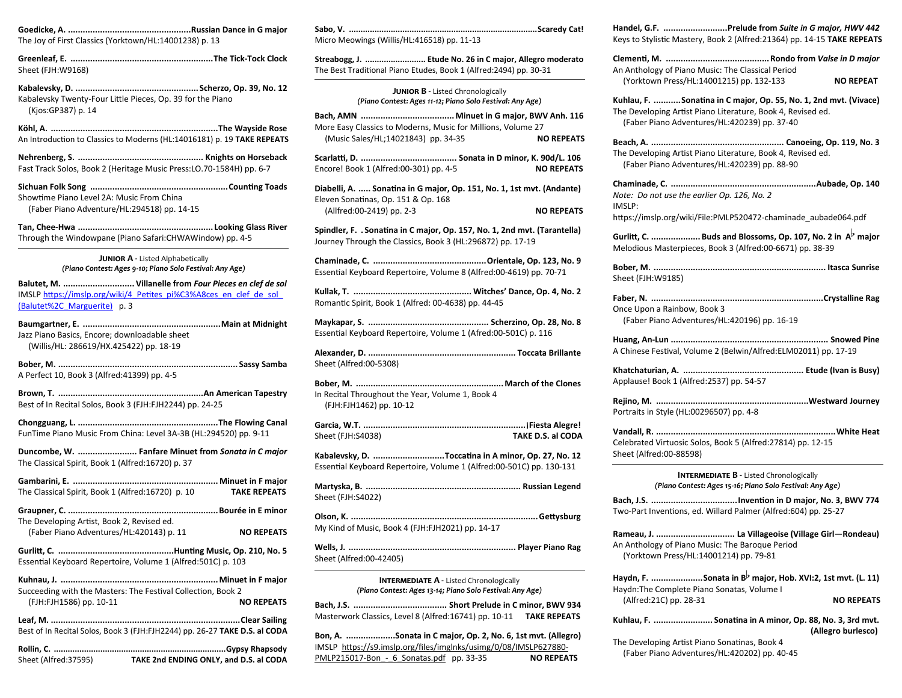**Goedicke, A. ..................................................Russian Dance in G major**
The Joy of First Classics (Yorktown/HL:14001238) p. 13

**Greenleaf, E. .........................................................The Tick-Tock Clock**
Sheet (FJH:W9168)

**Kabalevsky, D. .................................................. Scherzo, Op. 39, No. 12**
Kabalevsky Twenty-Four Little Pieces, Op. 39 for the Piano
(Kjos:GP387) p. 14

**Köhl, A. ..................................................................The Wayside Rose**
An Introduction to Classics to Moderns (HL:14016181) p. 19 **TAKE REPEATS**

**Nehrenberg, S. ................................................. Knights on Horseback**
Fast Track Solos, Book 2 (Heritage Music Press:LO.70-1584H) pp. 6-7

**Sichuan Folk Song .......................................................Counting Toads**
Showtime Piano Level 2A: Music From China
(Faber Piano Adventure/HL:294518) pp. 14-15

**Tan, Chee-Hwa ...................................................... Looking Glass River**
Through the Windowpane (Piano Safari:CHWAWindow) pp. 4-5

### JUNIOR A - Listed Alphabetically
*(Piano Contest: Ages 9-10; Piano Solo Festival: Any Age)*

**Balutet, M. ............................ Villanelle from *Four Pieces en clef de sol***
IMSLP https://imslp.org/wiki/4_Petites_pi%C3%A8ces_en_clef_de_sol_(Balutet%2C_Marguerite) p. 3

**Baumgartner, E. .......................................................Main at Midnight**
Jazz Piano Basics, Encore; downloadable sheet
(Willis/HL: 286619/HX.425422) pp. 18-19

**Bober, M. ....................................................................... Sassy Samba**
A Perfect 10, Book 3 (Alfred:41399) pp. 4-5

**Brown, T. ...........................................................An American Tapestry**
Best of In Recital Solos, Book 3 (FJH:FJH2244) pp. 24-25

**Chongguang, L. ........................................................The Flowing Canal**
FunTime Piano Music From China: Level 3A-3B (HL:294520) pp. 9-11

**Duncombe, W. ........................ Fanfare Minuet from *Sonata in C major***
The Classical Spirit, Book 1 (Alfred:16720) p. 37

**Gambarini, E. .......................................................... Minuet in F major**
The Classical Spirit, Book 1 (Alfred:16720) p. 10 **TAKE REPEATS**

**Graupner, C. ........................................................... Bourée in E minor**
The Developing Artist, Book 2, Revised ed.
(Faber Piano Adventures/HL:420143) p. 11 **NO REPEATS**

**Gurlitt, C. ...............................................Hunting Music, Op. 210, No. 5**
Essential Keyboard Repertoire, Volume 1 (Alfred:501C) p. 103

**Kuhnau, J. ............................................................... Minuet in F major**
Succeeding with the Masters: The Festival Collection, Book 2
(FJH:FJH1586) pp. 10-11 **NO REPEATS**

**Leaf, M. ............................................................................Clear Sailing**
Best of In Recital Solos, Book 3 (FJH:FJH2244) pp. 26-27 **TAKE D.S. al CODA**

**Rollin, C. .......................................................................Gypsy Rhapsody**
Sheet (Alfred:37595) **TAKE 2nd ENDING ONLY, and D.S. al CODA**

**Sabo, V. ..............................................................................Scaredy Cat!**
Micro Meowings (Willis/HL:416518) pp. 11-13

**Streabogg, J. ......................... Etude No. 26 in C major, Allegro moderato**
The Best Traditional Piano Etudes, Book 1 (Alfred:2494) pp. 30-31

### JUNIOR B - Listed Chronologically
*(Piano Contest: Ages 11-12; Piano Solo Festival: Any Age)*

**Bach, AMN ...................................... Minuet in G major, BWV Anh. 116**
More Easy Classics to Moderns, Music for Millions, Volume 27
(Music Sales/HL;14021843) pp. 34-35 **NO REPEATS**

**Scarlatti, D. ....................................... Sonata in D minor, K. 90d/L. 106**
Encore! Book 1 (Alfred:00-301) pp. 4-5 **NO REPEATS**

**Diabelli, A. ..... Sonatina in G major, Op. 151, No. 1, 1st mvt. (Andante)**
Eleven Sonatinas, Op. 151 & Op. 168
(Allfred:00-2419) pp. 2-3 **NO REPEATS**

**Spindler, F. . Sonatina in C major, Op. 157, No. 1, 2nd mvt. (Tarantella)**
Journey Through the Classics, Book 3 (HL:296872) pp. 17-19

**Chaminade, C. .............................................Orientale, Op. 123, No. 9**
Essential Keyboard Repertoire, Volume 8 (Alfred:00-4619) pp. 70-71

**Kullak, T. ................................................ Witches' Dance, Op. 4, No. 2**
Romantic Spirit, Book 1 (Alfred: 00-4638) pp. 44-45

**Maykapar, S. ................................................ Scherzino, Op. 28, No. 8**
Essential Keyboard Repertoire, Volume 1 (Afred:00-501C) p. 116

**Alexander, D. ........................................................... Toccata Brillante**
Sheet (Alfred:00-5308)

**Bober, M. ...........................................................March of the Clones**
In Recital Throughout the Year, Volume 1, Book 4
(FJH:FJH1462) pp. 10-12

**Garcia, W.T. ..................................................................¡Fiesta Alegre!**
Sheet (FJH:S4038) **TAKE D.S. al CODA**

**Kabalevsky, D. ............................Toccatina in A minor, Op. 27, No. 12**
Essential Keyboard Repertoire, Volume 1 (Alfred:00-501C) pp. 130-131

**Martyska, B. ............................................................. Russian Legend**
Sheet (FJH:S4022)

**Olson, K. ...........................................................................Gettysburg**
My Kind of Music, Book 4 (FJH:FJH2021) pp. 14-17

**Wells, J. .................................................................. Player Piano Rag**
Sheet (Alfred:00-42405)

### INTERMEDIATE A - Listed Chronologically
*(Piano Contest: Ages 13-14; Piano Solo Festival: Any Age)*

**Bach, J.S. ..................................... Short Prelude in C minor, BWV 934**
Masterwork Classics, Level 8 (Alfred:16741) pp. 10-11 **TAKE REPEATS**

**Bon, A. ....................Sonata in C major, Op. 2, No. 6, 1st mvt. (Allegro)**
IMSLP https://s9.imslp.org/files/imglnks/usimg/0/08/IMSLP627880-PMLP215017-Bon_-_6_Sonatas.pdf pp. 33-35 **NO REPEATS**

**Handel, G.F. ..........................Prelude from *Suite in G major, HWV 442***
Keys to Stylistic Mastery, Book 2 (Alfred:21364) pp. 14-15 **TAKE REPEATS**

**Clementi, M. ..........................................Rondo from *Valse in D major***
An Anthology of Piano Music: The Classical Period
(Yorktown Press/HL:14001215) pp. 132-133 **NO REPEAT**

**Kuhlau, F. ...........Sonatina in C major, Op. 55, No. 1, 2nd mvt. (Vivace)**
The Developing Artist Piano Literature, Book 4, Revised ed.
(Faber Piano Adventures/HL:420239) pp. 37-40

**Beach, A. ..................................................... Canoeing, Op. 119, No. 3**
The Developing Artist Piano Literature, Book 4, Revised ed.
(Faber Piano Adventures/HL:420239) pp. 88-90

**Chaminade, C. ..........................................................Aubade, Op. 140**
*Note: Do not use the earlier Op. 126, No. 2*
IMSLP:
https://imslp.org/wiki/File:PMLP520472-chaminade_aubade064.pdf

**Gurlitt, C. .................... Buds and Blossoms, Op. 107, No. 2 in A♭ major**
Melodious Masterpieces, Book 3 (Alfred:00-6671) pp. 38-39

**Bober, M. ..................................................................... Itasca Sunrise**
Sheet (FJH:W9185)

**Faber, N. .....................................................................Crystalline Rag**
Once Upon a Rainbow, Book 3
(Faber Piano Adventures/HL:420196) pp. 16-19

**Huang, An-Lun ............................................................... Snowed Pine**
A Chinese Festival, Volume 2 (Belwin/Alfred:ELM02011) pp. 17-19

**Khatchaturian, A. ................................................ Etude (Ivan is Busy)**
Applause! Book 1 (Alfred:2537) pp. 54-57

**Rejino, M. .............................................................Westward Journey**
Portraits in Style (HL:00296507) pp. 4-8

**Vandall, R. .........................................................................White Heat**
Celebrated Virtuosic Solos, Book 5 (Alfred:27814) pp. 12-15
Sheet (Alfred:00-88598)

### INTERMEDIATE B - Listed Chronologically
*(Piano Contest: Ages 15-16; Piano Solo Festival: Any Age)*

**Bach, J.S. ...................................Invention in D major, No. 3, BWV 774**
Two-Part Inventions, ed. Willard Palmer (Alfred:604) pp. 25-27

**Rameau, J. ................................ La Villageoise (Village Girl—Rondeau)**
An Anthology of Piano Music: The Baroque Period
(Yorktown Press/HL:14001214) pp. 79-81

**Haydn, F. .....................Sonata in B♭ major, Hob. XVI:2, 1st mvt. (L. 11)**
Haydn:The Complete Piano Sonatas, Volume I
(Alfred:21C) pp. 28-31 **NO REPEATS**

**Kuhlau, F. ........................ Sonatina in A minor, Op. 88, No. 3, 3rd mvt. (Allegro burlesco)**
The Developing Artist Piano Sonatinas, Book 4
(Faber Piano Adventures/HL:420202) pp. 40-45